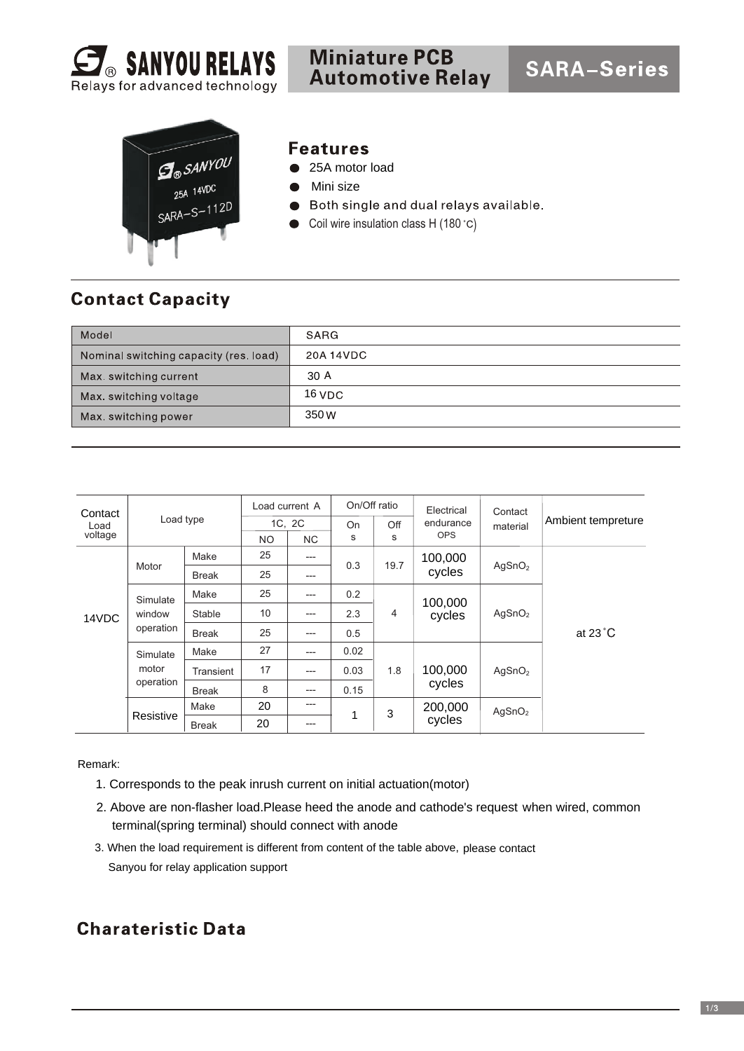# SANYOU RELAYS

Relays for advanced technology

## Miniature PCB Automotive Relay

## SARA–Series

## Features

- 25A motor load
- Mini size
- Both single and dual relays available.
- Coil wire insulation class H (180 °C)

## Contact Capacity

| Model | SARG |
|---|---|
| Nominal switching capacity (res. load) | 20A 14VDC |
| Max. switching current | 30 A |
| Max. switching voltage | 16 VDC |
| Max. switching power | 350 W |

| Contact Load voltage | Load type | | Load current A 1C, 2C NO | NC | On/Off ratio On s | Off s | Electrical endurance OPS | Contact material | Ambient tempreture |
|---|---|---|---|---|---|---|---|---|---|
| 14VDC | Motor | Make | 25 | --- | 0.3 | 19.7 | 100,000 cycles | $AgSnO_2$ | at 23 °C |
| | | Break | 25 | --- | | | | | |
| | Simulate window operation | Make | 25 | --- | 0.2 | 4 | 100,000 cycles | $AgSnO_2$ | |
| | | Stable | 10 | --- | 2.3 | | | | |
| | | Break | 25 | --- | 0.5 | | | | |
| | Simulate motor operation | Make | 27 | --- | 0.02 | 1.8 | 100,000 cycles | $AgSnO_2$ | |
| | | Transient | 17 | --- | 0.03 | | | | |
| | | Break | 8 | --- | 0.15 | | | | |
| | Resistive | Make | 20 | --- | 1 | 3 | 200,000 cycles | $AgSnO_2$ | |
| | | Break | 20 | --- | | | | | |

Remark:

1. Corresponds to the peak inrush current on initial actuation(motor)
2. Above are non-flasher load.Please heed the anode and cathode's request when wired, common terminal(spring terminal) should connect with anode
3. When the load requirement is different from content of the table above, please contact Sanyou for relay application support

## Charateristic Data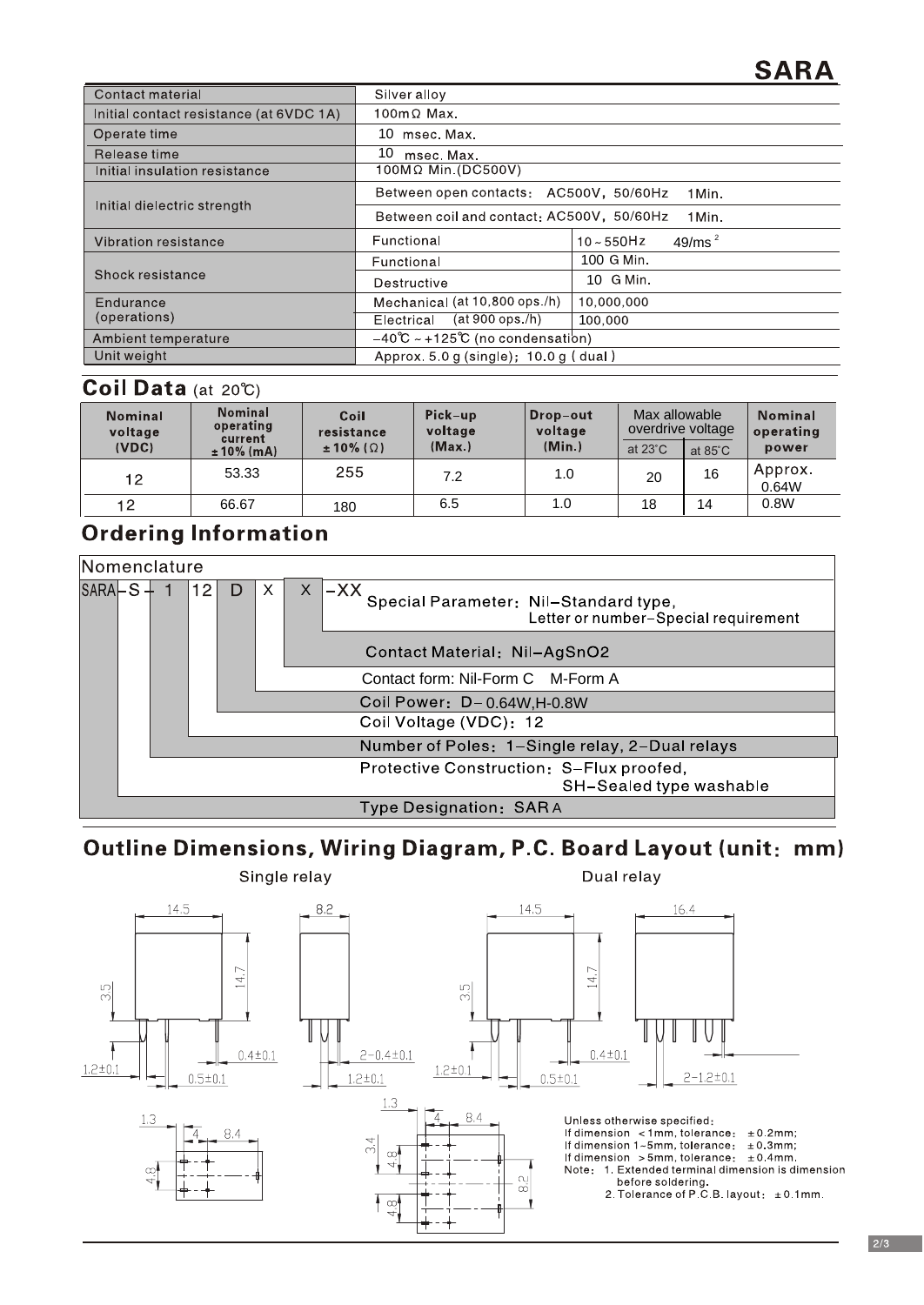# SARA

| | | |
|---|---|---|
| Contact material | Silver alloy | |
| Initial contact resistance (at 6VDC 1A) | 100mΩ Max. | |
| Operate time | 10 msec. Max. | |
| Release time | 10 msec. Max. | |
| Initial insulation resistance | 100MΩ Min.(DC500V) | |
| Initial dielectric strength | Between open contacts: AC500V, 50/60Hz 1Min. | |
| | Between coil and contact: AC500V, 50/60Hz 1Min. | |
| Vibration resistance | Functional | 10 ~ 550Hz 49/ms$^2$ |
| Shock resistance | Functional | 100 G Min. |
| | Destructive | 10 G Min. |
| Endurance (operations) | Mechanical (at 10,800 ops./h) | 10,000,000 |
| | Electrical (at 900 ops./h) | 100,000 |
| Ambient temperature | -40℃ ~ +125℃ (no condensation) | |
| Unit weight | Approx. 5.0 g (single); 10.0 g (dual) | |

## Coil Data (at 20℃)

| Nominal voltage (VDC) | Nominal operating current ±10% (mA) | Coil resistance ±10% (Ω) | Pick-up voltage (Max.) | Drop-out voltage (Min.) | Max allowable overdrive voltage | | Nominal operating power |
|---|---|---|---|---|---|---|---|
| | | | | | at 23°C | at 85°C | |
| 12 | 53.33 | 255 | 7.2 | 1.0 | 20 | 16 | Approx. 0.64W |
| 12 | 66.67 | 180 | 6.5 | 1.0 | 18 | 14 | 0.8W |

## Ordering Information

Nomenclature

SARA - S - 1 12 D X X -XX

- -XX: Special Parameter: Nil-Standard type, Letter or number-Special requirement
- X: Contact Material: Nil-AgSnO2
- X: Contact form: Nil-Form C M-Form A
- D: Coil Power: D-0.64W,H-0.8W
- 12: Coil Voltage (VDC): 12
- 1: Number of Poles: 1-Single relay, 2-Dual relays
- S: Protective Construction: S-Flux proofed, SH-Sealed type washable
- SARA: Type Designation: SARA

## Outline Dimensions, Wiring Diagram, P.C. Board Layout (unit: mm)

Single relay

Dual relay

Unless otherwise specified:
If dimension <1mm, tolerance: ±0.2mm;
If dimension 1~5mm, tolerance: ±0.3mm;
If dimension >5mm, tolerance: ±0.4mm.
Note: 1. Extended terminal dimension is dimension before soldering.
2. Tolerance of P.C.B. layout: ±0.1mm.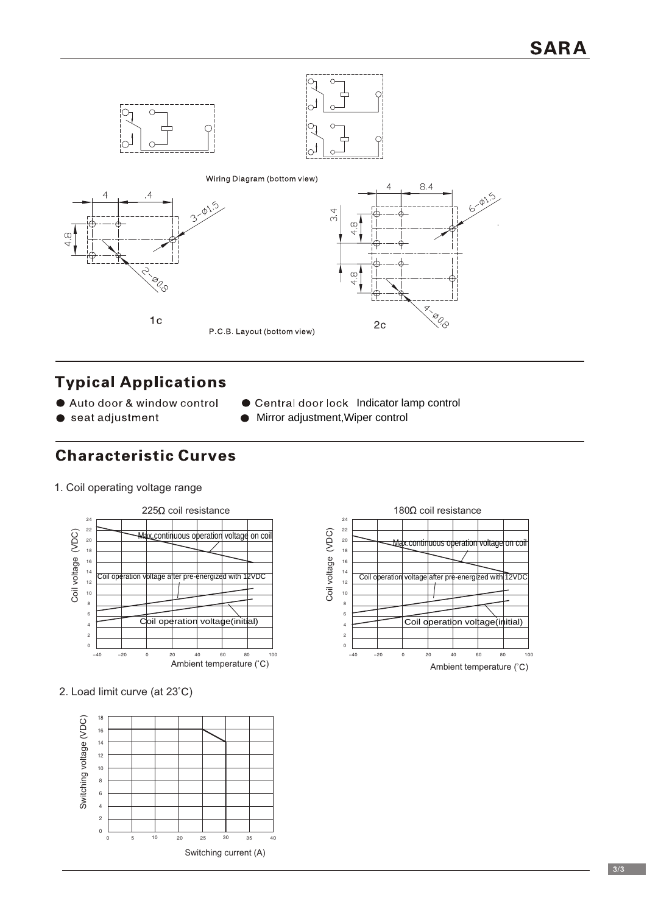Wiring Diagram (bottom view)

4 .4
4.8
3-ø1.5
2-ø0.8
1c

4 8.4
3.4
4.8
4.8
6-ø1.5
4-ø0.8
2c

P.C.B. Layout (bottom view)

## Typical Applications

- Auto door & window control
- Central door lock Indicator lamp control
- seat adjustment
- Mirror adjustment,Wiper control

## Characteristic Curves

1. Coil operating voltage range

225Ω coil resistance

Coil voltage (VDC)

24
22
20
18
16
14
12
10
8
6
4
2
0

−40 −20 0 20 40 60 80 100

Ambient temperature (˚C)

Max.continuous operation voltage on coil

Coil operation voltage after pre-energized with 12VDC

Coil operation voltage(initial)

180Ω coil resistance

Coil voltage (VDC)

24
22
20
18
16
14
12
10
8
6
4
2
0

−40 −20 0 20 40 60 80 100

Ambient temperature (˚C)

Max.continuous operation voltage on coil

Coil operation voltage after pre-energized with 12VDC

Coil operation voltage(initial)

2. Load limit curve (at 23˚C)

Switching voltage (VDC)

18
16
14
12
10
8
6
4
2
0

0 5 10 20 25 30 35 40

Switching current (A)